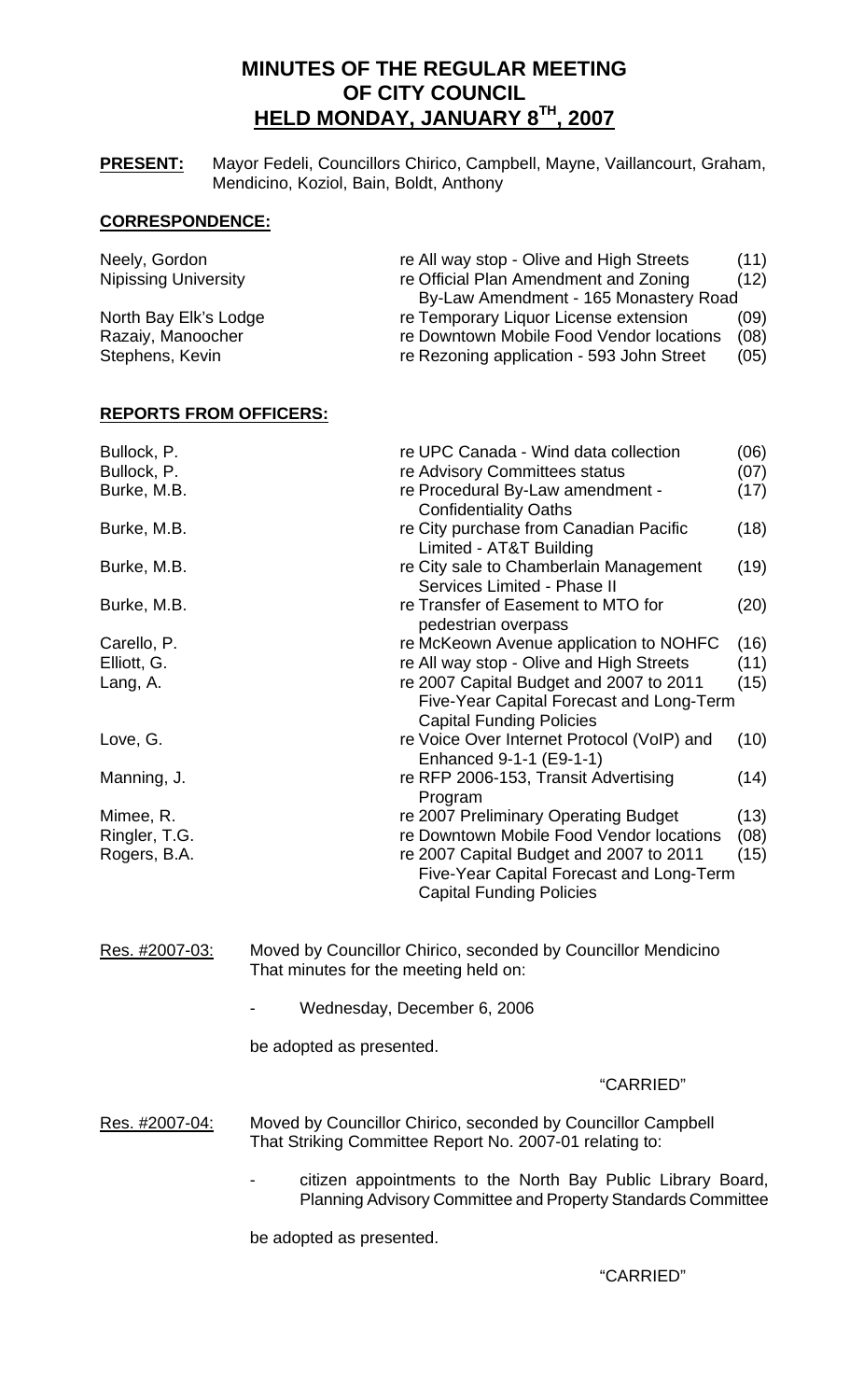# MINUTES OF THE REGULAR MEETING OF CITY COUNCIL HELD MONDAY, JANUARY 8TH, 2007

**PRESENT:** Mayor Fedeli, Councillors Chirico, Campbell, Mayne, Vaillancourt, Graham, Mendicino, Koziol, Bain, Boldt, Anthony

## CORRESPONDENCE:

| | | |
|---|---|---|
| Neely, Gordon | re All way stop - Olive and High Streets | (11) |
| Nipissing University | re Official Plan Amendment and Zoning By-Law Amendment - 165 Monastery Road | (12) |
| North Bay Elk's Lodge | re Temporary Liquor License extension | (09) |
| Razaiy, Manoocher | re Downtown Mobile Food Vendor locations | (08) |
| Stephens, Kevin | re Rezoning application - 593 John Street | (05) |

## REPORTS FROM OFFICERS:

| | | |
|---|---|---|
| Bullock, P. | re UPC Canada - Wind data collection | (06) |
| Bullock, P. | re Advisory Committees status | (07) |
| Burke, M.B. | re Procedural By-Law amendment - Confidentiality Oaths | (17) |
| Burke, M.B. | re City purchase from Canadian Pacific Limited - AT&T Building | (18) |
| Burke, M.B. | re City sale to Chamberlain Management Services Limited - Phase II | (19) |
| Burke, M.B. | re Transfer of Easement to MTO for pedestrian overpass | (20) |
| Carello, P. | re McKeown Avenue application to NOHFC | (16) |
| Elliott, G. | re All way stop - Olive and High Streets | (11) |
| Lang, A. | re 2007 Capital Budget and 2007 to 2011 Five-Year Capital Forecast and Long-Term Capital Funding Policies | (15) |
| Love, G. | re Voice Over Internet Protocol (VoIP) and Enhanced 9-1-1 (E9-1-1) | (10) |
| Manning, J. | re RFP 2006-153, Transit Advertising Program | (14) |
| Mimee, R. | re 2007 Preliminary Operating Budget | (13) |
| Ringler, T.G. | re Downtown Mobile Food Vendor locations | (08) |
| Rogers, B.A. | re 2007 Capital Budget and 2007 to 2011 Five-Year Capital Forecast and Long-Term Capital Funding Policies | (15) |

Res. #2007-03: Moved by Councillor Chirico, seconded by Councillor Mendicino That minutes for the meeting held on:

- Wednesday, December 6, 2006

be adopted as presented.

"CARRIED"

Res. #2007-04: Moved by Councillor Chirico, seconded by Councillor Campbell That Striking Committee Report No. 2007-01 relating to:

- citizen appointments to the North Bay Public Library Board, Planning Advisory Committee and Property Standards Committee

be adopted as presented.

"CARRIED"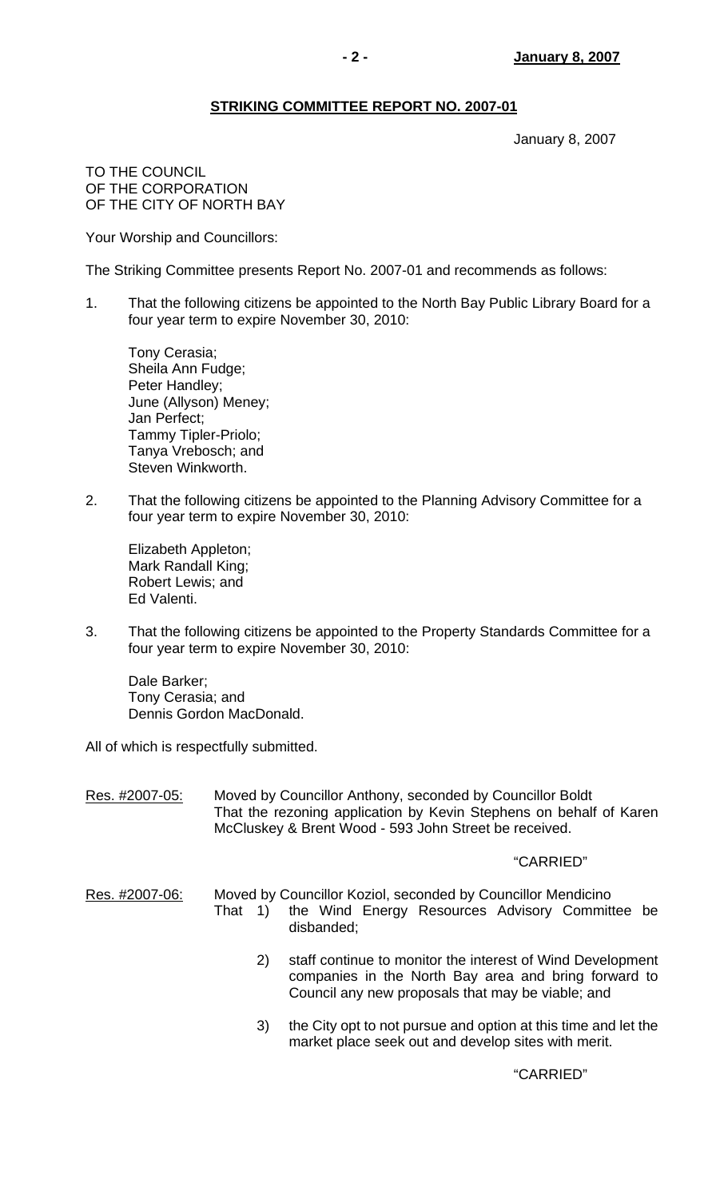## STRIKING COMMITTEE REPORT NO. 2007-01

January 8, 2007

TO THE COUNCIL
OF THE CORPORATION
OF THE CITY OF NORTH BAY

Your Worship and Councillors:

The Striking Committee presents Report No. 2007-01 and recommends as follows:

1. That the following citizens be appointed to the North Bay Public Library Board for a four year term to expire November 30, 2010:

   Tony Cerasia;
   Sheila Ann Fudge;
   Peter Handley;
   June (Allyson) Meney;
   Jan Perfect;
   Tammy Tipler-Priolo;
   Tanya Vrebosch; and
   Steven Winkworth.

2. That the following citizens be appointed to the Planning Advisory Committee for a four year term to expire November 30, 2010:

   Elizabeth Appleton;
   Mark Randall King;
   Robert Lewis; and
   Ed Valenti.

3. That the following citizens be appointed to the Property Standards Committee for a four year term to expire November 30, 2010:

   Dale Barker;
   Tony Cerasia; and
   Dennis Gordon MacDonald.

All of which is respectfully submitted.

Res. #2007-05: Moved by Councillor Anthony, seconded by Councillor Boldt
That the rezoning application by Kevin Stephens on behalf of Karen McCluskey & Brent Wood - 593 John Street be received.

"CARRIED"

Res. #2007-06: Moved by Councillor Koziol, seconded by Councillor Mendicino
That 1) the Wind Energy Resources Advisory Committee be disbanded;

2) staff continue to monitor the interest of Wind Development companies in the North Bay area and bring forward to Council any new proposals that may be viable; and

3) the City opt to not pursue and option at this time and let the market place seek out and develop sites with merit.

"CARRIED"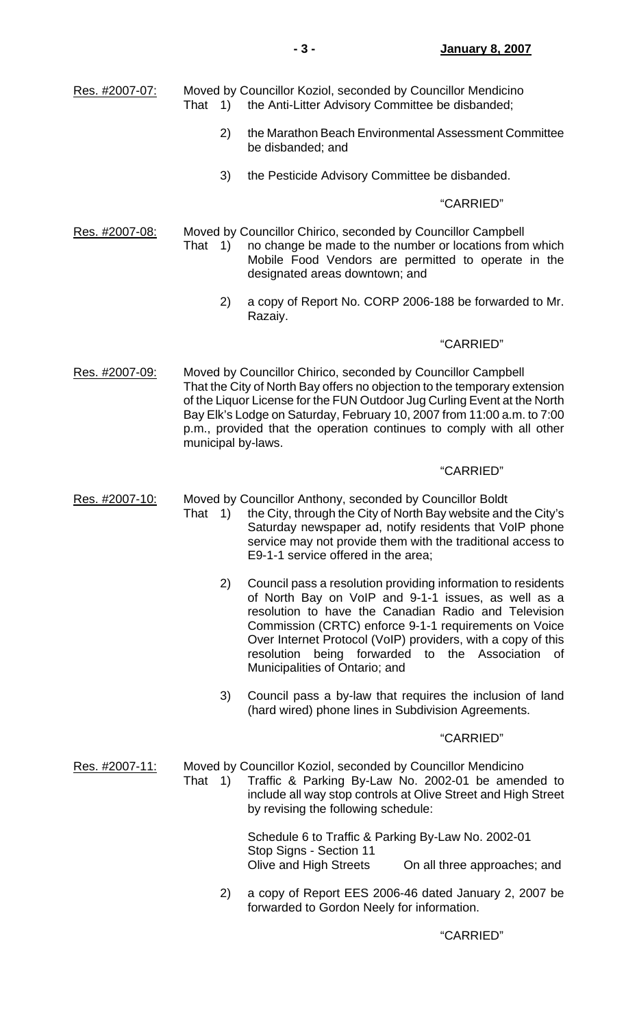Res. #2007-07: Moved by Councillor Koziol, seconded by Councillor Mendicino

That 1) the Anti-Litter Advisory Committee be disbanded;

2) the Marathon Beach Environmental Assessment Committee be disbanded; and

3) the Pesticide Advisory Committee be disbanded.

"CARRIED"

Res. #2007-08: Moved by Councillor Chirico, seconded by Councillor Campbell

That 1) no change be made to the number or locations from which Mobile Food Vendors are permitted to operate in the designated areas downtown; and

2) a copy of Report No. CORP 2006-188 be forwarded to Mr. Razaiy.

"CARRIED"

Res. #2007-09: Moved by Councillor Chirico, seconded by Councillor Campbell

That the City of North Bay offers no objection to the temporary extension of the Liquor License for the FUN Outdoor Jug Curling Event at the North Bay Elk's Lodge on Saturday, February 10, 2007 from 11:00 a.m. to 7:00 p.m., provided that the operation continues to comply with all other municipal by-laws.

"CARRIED"

Res. #2007-10: Moved by Councillor Anthony, seconded by Councillor Boldt

That 1) the City, through the City of North Bay website and the City's Saturday newspaper ad, notify residents that VoIP phone service may not provide them with the traditional access to E9-1-1 service offered in the area;

2) Council pass a resolution providing information to residents of North Bay on VoIP and 9-1-1 issues, as well as a resolution to have the Canadian Radio and Television Commission (CRTC) enforce 9-1-1 requirements on Voice Over Internet Protocol (VoIP) providers, with a copy of this resolution being forwarded to the Association of Municipalities of Ontario; and

3) Council pass a by-law that requires the inclusion of land (hard wired) phone lines in Subdivision Agreements.

"CARRIED"

Res. #2007-11: Moved by Councillor Koziol, seconded by Councillor Mendicino

That 1) Traffic & Parking By-Law No. 2002-01 be amended to include all way stop controls at Olive Street and High Street by revising the following schedule:

Schedule 6 to Traffic & Parking By-Law No. 2002-01
Stop Signs - Section 11
Olive and High Streets    On all three approaches; and

2) a copy of Report EES 2006-46 dated January 2, 2007 be forwarded to Gordon Neely for information.

"CARRIED"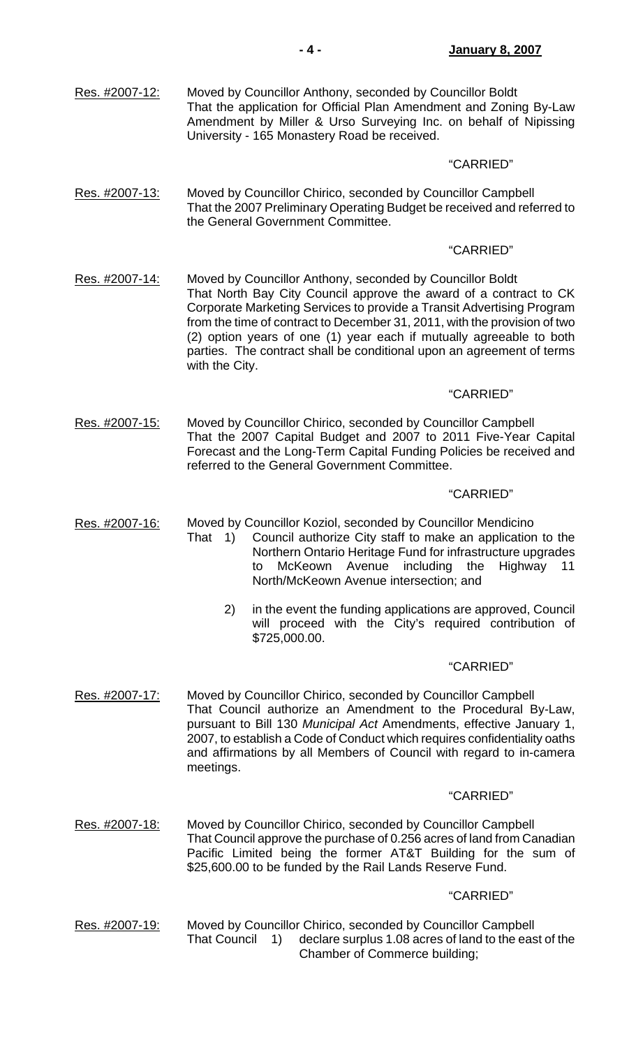Res. #2007-12: Moved by Councillor Anthony, seconded by Councillor Boldt
That the application for Official Plan Amendment and Zoning By-Law Amendment by Miller & Urso Surveying Inc. on behalf of Nipissing University - 165 Monastery Road be received.

"CARRIED"

Res. #2007-13: Moved by Councillor Chirico, seconded by Councillor Campbell
That the 2007 Preliminary Operating Budget be received and referred to the General Government Committee.

"CARRIED"

Res. #2007-14: Moved by Councillor Anthony, seconded by Councillor Boldt
That North Bay City Council approve the award of a contract to CK Corporate Marketing Services to provide a Transit Advertising Program from the time of contract to December 31, 2011, with the provision of two (2) option years of one (1) year each if mutually agreeable to both parties. The contract shall be conditional upon an agreement of terms with the City.

"CARRIED"

Res. #2007-15: Moved by Councillor Chirico, seconded by Councillor Campbell
That the 2007 Capital Budget and 2007 to 2011 Five-Year Capital Forecast and the Long-Term Capital Funding Policies be received and referred to the General Government Committee.

"CARRIED"

Res. #2007-16: Moved by Councillor Koziol, seconded by Councillor Mendicino
That 1) Council authorize City staff to make an application to the Northern Ontario Heritage Fund for infrastructure upgrades to McKeown Avenue including the Highway 11 North/McKeown Avenue intersection; and

2) in the event the funding applications are approved, Council will proceed with the City's required contribution of $725,000.00.

"CARRIED"

Res. #2007-17: Moved by Councillor Chirico, seconded by Councillor Campbell
That Council authorize an Amendment to the Procedural By-Law, pursuant to Bill 130 *Municipal Act* Amendments, effective January 1, 2007, to establish a Code of Conduct which requires confidentiality oaths and affirmations by all Members of Council with regard to in-camera meetings.

"CARRIED"

Res. #2007-18: Moved by Councillor Chirico, seconded by Councillor Campbell
That Council approve the purchase of 0.256 acres of land from Canadian Pacific Limited being the former AT&T Building for the sum of $25,600.00 to be funded by the Rail Lands Reserve Fund.

"CARRIED"

Res. #2007-19: Moved by Councillor Chirico, seconded by Councillor Campbell
That Council 1) declare surplus 1.08 acres of land to the east of the Chamber of Commerce building;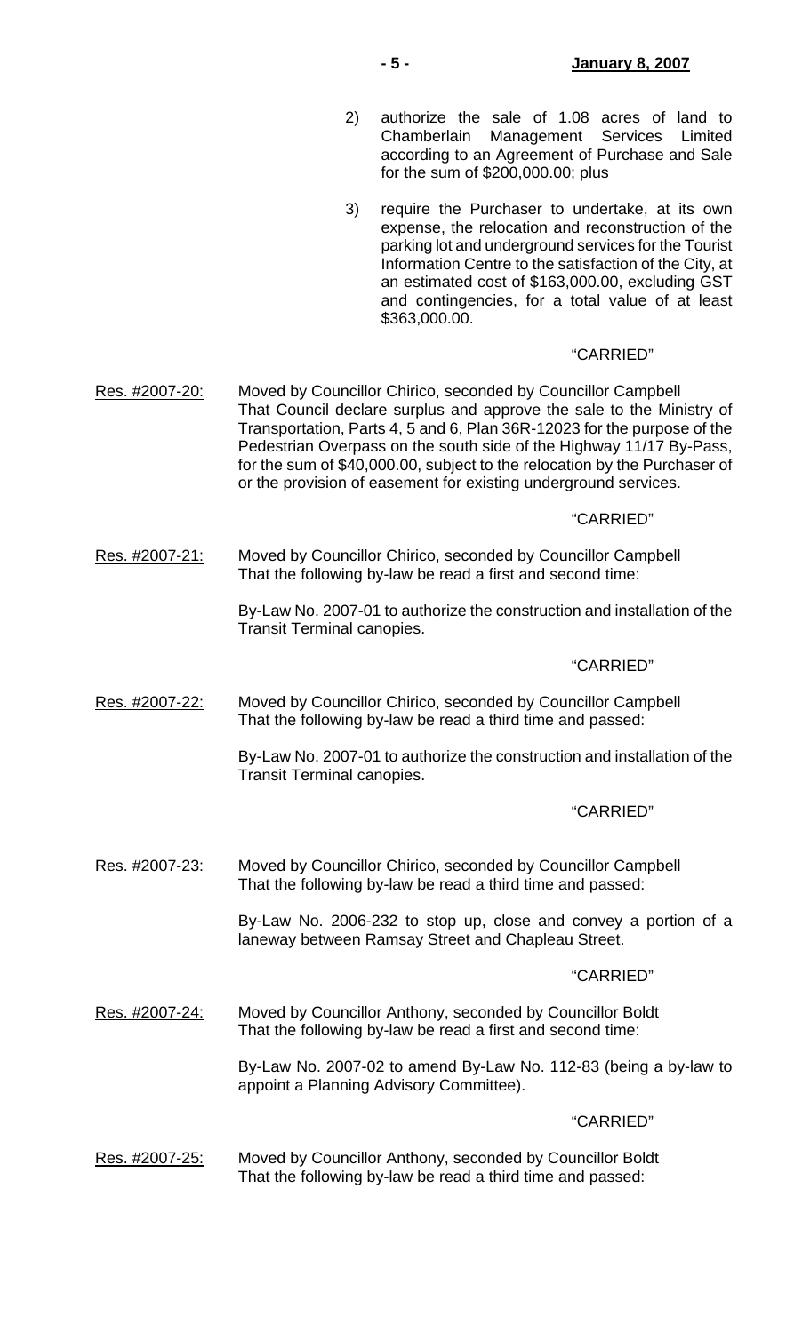2) authorize the sale of 1.08 acres of land to Chamberlain Management Services Limited according to an Agreement of Purchase and Sale for the sum of $200,000.00; plus

3) require the Purchaser to undertake, at its own expense, the relocation and reconstruction of the parking lot and underground services for the Tourist Information Centre to the satisfaction of the City, at an estimated cost of $163,000.00, excluding GST and contingencies, for a total value of at least $363,000.00.

"CARRIED"

Res. #2007-20: Moved by Councillor Chirico, seconded by Councillor Campbell
That Council declare surplus and approve the sale to the Ministry of Transportation, Parts 4, 5 and 6, Plan 36R-12023 for the purpose of the Pedestrian Overpass on the south side of the Highway 11/17 By-Pass, for the sum of $40,000.00, subject to the relocation by the Purchaser of or the provision of easement for existing underground services.

"CARRIED"

Res. #2007-21: Moved by Councillor Chirico, seconded by Councillor Campbell
That the following by-law be read a first and second time:

By-Law No. 2007-01 to authorize the construction and installation of the Transit Terminal canopies.

"CARRIED"

Res. #2007-22: Moved by Councillor Chirico, seconded by Councillor Campbell
That the following by-law be read a third time and passed:

By-Law No. 2007-01 to authorize the construction and installation of the Transit Terminal canopies.

"CARRIED"

Res. #2007-23: Moved by Councillor Chirico, seconded by Councillor Campbell
That the following by-law be read a third time and passed:

By-Law No. 2006-232 to stop up, close and convey a portion of a laneway between Ramsay Street and Chapleau Street.

"CARRIED"

Res. #2007-24: Moved by Councillor Anthony, seconded by Councillor Boldt
That the following by-law be read a first and second time:

By-Law No. 2007-02 to amend By-Law No. 112-83 (being a by-law to appoint a Planning Advisory Committee).

"CARRIED"

Res. #2007-25: Moved by Councillor Anthony, seconded by Councillor Boldt
That the following by-law be read a third time and passed: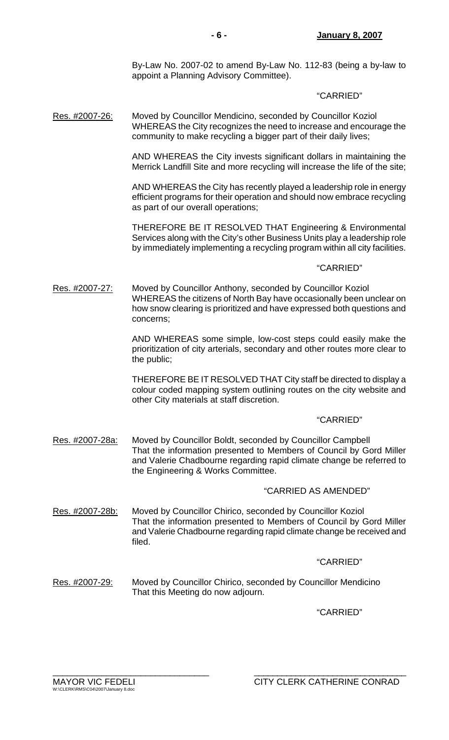By-Law No. 2007-02 to amend By-Law No. 112-83 (being a by-law to appoint a Planning Advisory Committee).

"CARRIED"

Res. #2007-26: Moved by Councillor Mendicino, seconded by Councillor Koziol
WHEREAS the City recognizes the need to increase and encourage the community to make recycling a bigger part of their daily lives;

AND WHEREAS the City invests significant dollars in maintaining the Merrick Landfill Site and more recycling will increase the life of the site;

AND WHEREAS the City has recently played a leadership role in energy efficient programs for their operation and should now embrace recycling as part of our overall operations;

THEREFORE BE IT RESOLVED THAT Engineering & Environmental Services along with the City's other Business Units play a leadership role by immediately implementing a recycling program within all city facilities.

"CARRIED"

Res. #2007-27: Moved by Councillor Anthony, seconded by Councillor Koziol
WHEREAS the citizens of North Bay have occasionally been unclear on how snow clearing is prioritized and have expressed both questions and concerns;

AND WHEREAS some simple, low-cost steps could easily make the prioritization of city arterials, secondary and other routes more clear to the public;

THEREFORE BE IT RESOLVED THAT City staff be directed to display a colour coded mapping system outlining routes on the city website and other City materials at staff discretion.

"CARRIED"

Res. #2007-28a: Moved by Councillor Boldt, seconded by Councillor Campbell
That the information presented to Members of Council by Gord Miller and Valerie Chadbourne regarding rapid climate change be referred to the Engineering & Works Committee.

"CARRIED AS AMENDED"

Res. #2007-28b: Moved by Councillor Chirico, seconded by Councillor Koziol
That the information presented to Members of Council by Gord Miller and Valerie Chadbourne regarding rapid climate change be received and filed.

"CARRIED"

Res. #2007-29: Moved by Councillor Chirico, seconded by Councillor Mendicino
That this Meeting do now adjourn.

"CARRIED"

MAYOR VIC FEDELI CITY CLERK CATHERINE CONRAD

W:\CLERK\RMS\C04\2007\January 8.doc